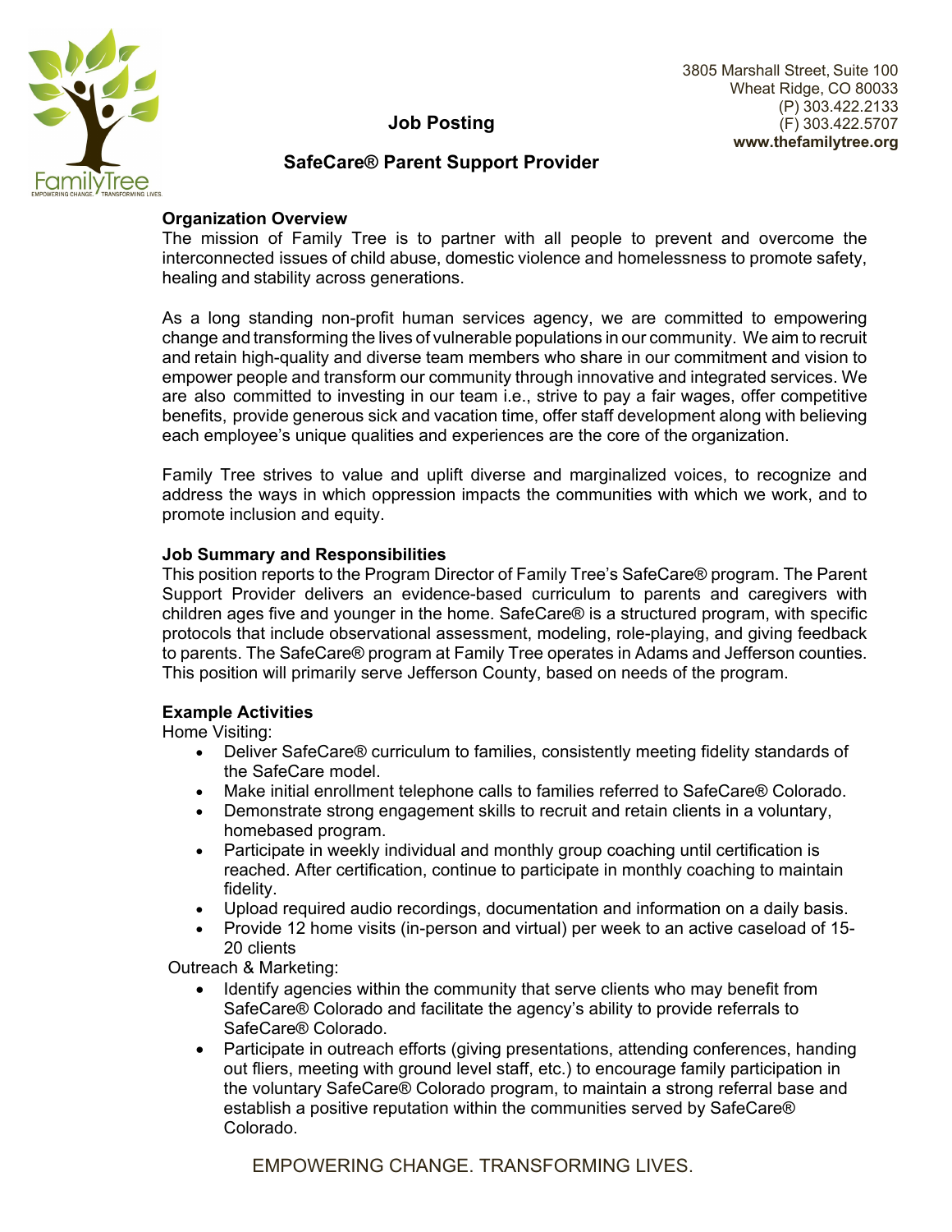3805 Marshall Street, Suite 100
Wheat Ridge, CO 80033
(P) 303.422.2133
(F) 303.422.5707
**www.thefamilytree.org**

# Job Posting

## SafeCare® Parent Support Provider

**Organization Overview**

The mission of Family Tree is to partner with all people to prevent and overcome the interconnected issues of child abuse, domestic violence and homelessness to promote safety, healing and stability across generations.

As a long standing non-profit human services agency, we are committed to empowering change and transforming the lives of vulnerable populations in our community. We aim to recruit and retain high-quality and diverse team members who share in our commitment and vision to empower people and transform our community through innovative and integrated services. We are also committed to investing in our team i.e., strive to pay a fair wages, offer competitive benefits, provide generous sick and vacation time, offer staff development along with believing each employee's unique qualities and experiences are the core of the organization.

Family Tree strives to value and uplift diverse and marginalized voices, to recognize and address the ways in which oppression impacts the communities with which we work, and to promote inclusion and equity.

**Job Summary and Responsibilities**

This position reports to the Program Director of Family Tree's SafeCare® program. The Parent Support Provider delivers an evidence-based curriculum to parents and caregivers with children ages five and younger in the home. SafeCare® is a structured program, with specific protocols that include observational assessment, modeling, role-playing, and giving feedback to parents. The SafeCare® program at Family Tree operates in Adams and Jefferson counties. This position will primarily serve Jefferson County, based on needs of the program.

**Example Activities**

Home Visiting:

- Deliver SafeCare® curriculum to families, consistently meeting fidelity standards of the SafeCare model.
- Make initial enrollment telephone calls to families referred to SafeCare® Colorado.
- Demonstrate strong engagement skills to recruit and retain clients in a voluntary, homebased program.
- Participate in weekly individual and monthly group coaching until certification is reached. After certification, continue to participate in monthly coaching to maintain fidelity.
- Upload required audio recordings, documentation and information on a daily basis.
- Provide 12 home visits (in-person and virtual) per week to an active caseload of 15-20 clients

Outreach & Marketing:

- Identify agencies within the community that serve clients who may benefit from SafeCare® Colorado and facilitate the agency's ability to provide referrals to SafeCare® Colorado.
- Participate in outreach efforts (giving presentations, attending conferences, handing out fliers, meeting with ground level staff, etc.) to encourage family participation in the voluntary SafeCare® Colorado program, to maintain a strong referral base and establish a positive reputation within the communities served by SafeCare® Colorado.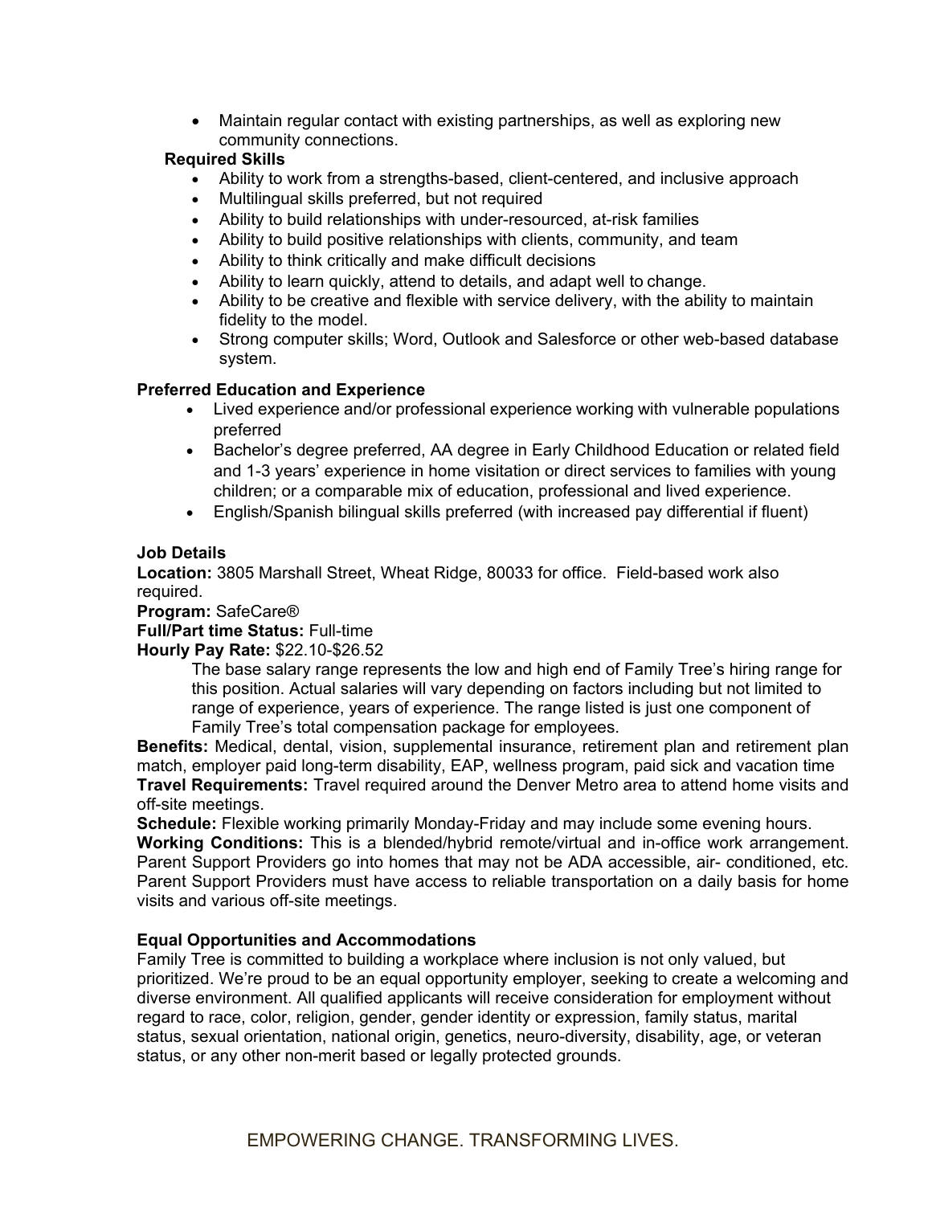- Maintain regular contact with existing partnerships, as well as exploring new community connections.

**Required Skills**

- Ability to work from a strengths-based, client-centered, and inclusive approach
- Multilingual skills preferred, but not required
- Ability to build relationships with under-resourced, at-risk families
- Ability to build positive relationships with clients, community, and team
- Ability to think critically and make difficult decisions
- Ability to learn quickly, attend to details, and adapt well to change.
- Ability to be creative and flexible with service delivery, with the ability to maintain fidelity to the model.
- Strong computer skills; Word, Outlook and Salesforce or other web-based database system.

**Preferred Education and Experience**

- Lived experience and/or professional experience working with vulnerable populations preferred
- Bachelor's degree preferred, AA degree in Early Childhood Education or related field and 1-3 years' experience in home visitation or direct services to families with young children; or a comparable mix of education, professional and lived experience.
- English/Spanish bilingual skills preferred (with increased pay differential if fluent)

**Job Details**

**Location:** 3805 Marshall Street, Wheat Ridge, 80033 for office. Field-based work also required.

**Program:** SafeCare®

**Full/Part time Status:** Full-time

**Hourly Pay Rate:** $22.10-$26.52

The base salary range represents the low and high end of Family Tree's hiring range for this position. Actual salaries will vary depending on factors including but not limited to range of experience, years of experience. The range listed is just one component of Family Tree's total compensation package for employees.

**Benefits:** Medical, dental, vision, supplemental insurance, retirement plan and retirement plan match, employer paid long-term disability, EAP, wellness program, paid sick and vacation time

**Travel Requirements:** Travel required around the Denver Metro area to attend home visits and off-site meetings.

**Schedule:** Flexible working primarily Monday-Friday and may include some evening hours.

**Working Conditions:** This is a blended/hybrid remote/virtual and in-office work arrangement. Parent Support Providers go into homes that may not be ADA accessible, air- conditioned, etc. Parent Support Providers must have access to reliable transportation on a daily basis for home visits and various off-site meetings.

**Equal Opportunities and Accommodations**

Family Tree is committed to building a workplace where inclusion is not only valued, but prioritized. We're proud to be an equal opportunity employer, seeking to create a welcoming and diverse environment. All qualified applicants will receive consideration for employment without regard to race, color, religion, gender, gender identity or expression, family status, marital status, sexual orientation, national origin, genetics, neuro-diversity, disability, age, or veteran status, or any other non-merit based or legally protected grounds.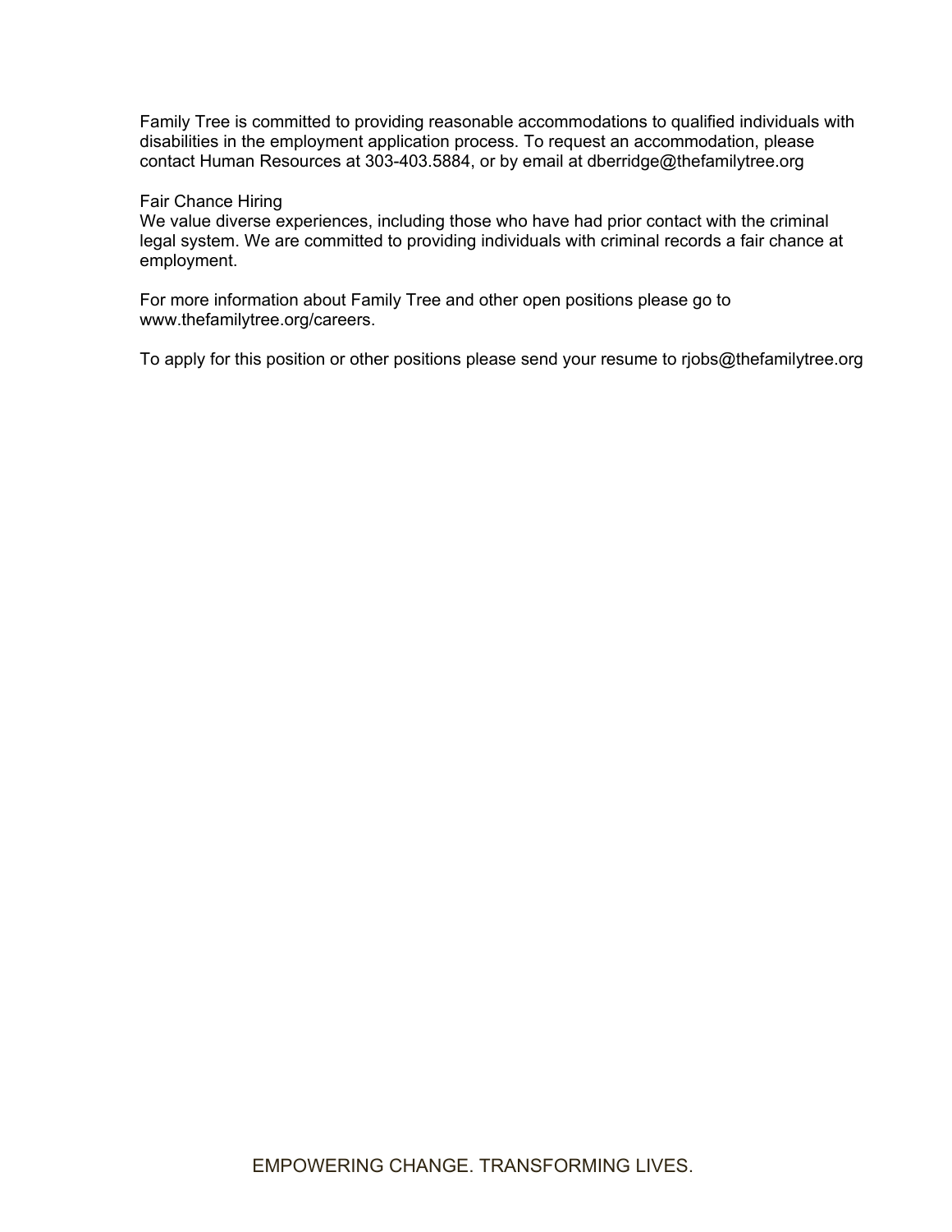Family Tree is committed to providing reasonable accommodations to qualified individuals with disabilities in the employment application process. To request an accommodation, please contact Human Resources at 303-403.5884, or by email at dberridge@thefamilytree.org

Fair Chance Hiring
We value diverse experiences, including those who have had prior contact with the criminal legal system. We are committed to providing individuals with criminal records a fair chance at employment.

For more information about Family Tree and other open positions please go to www.thefamilytree.org/careers.

To apply for this position or other positions please send your resume to rjobs@thefamilytree.org